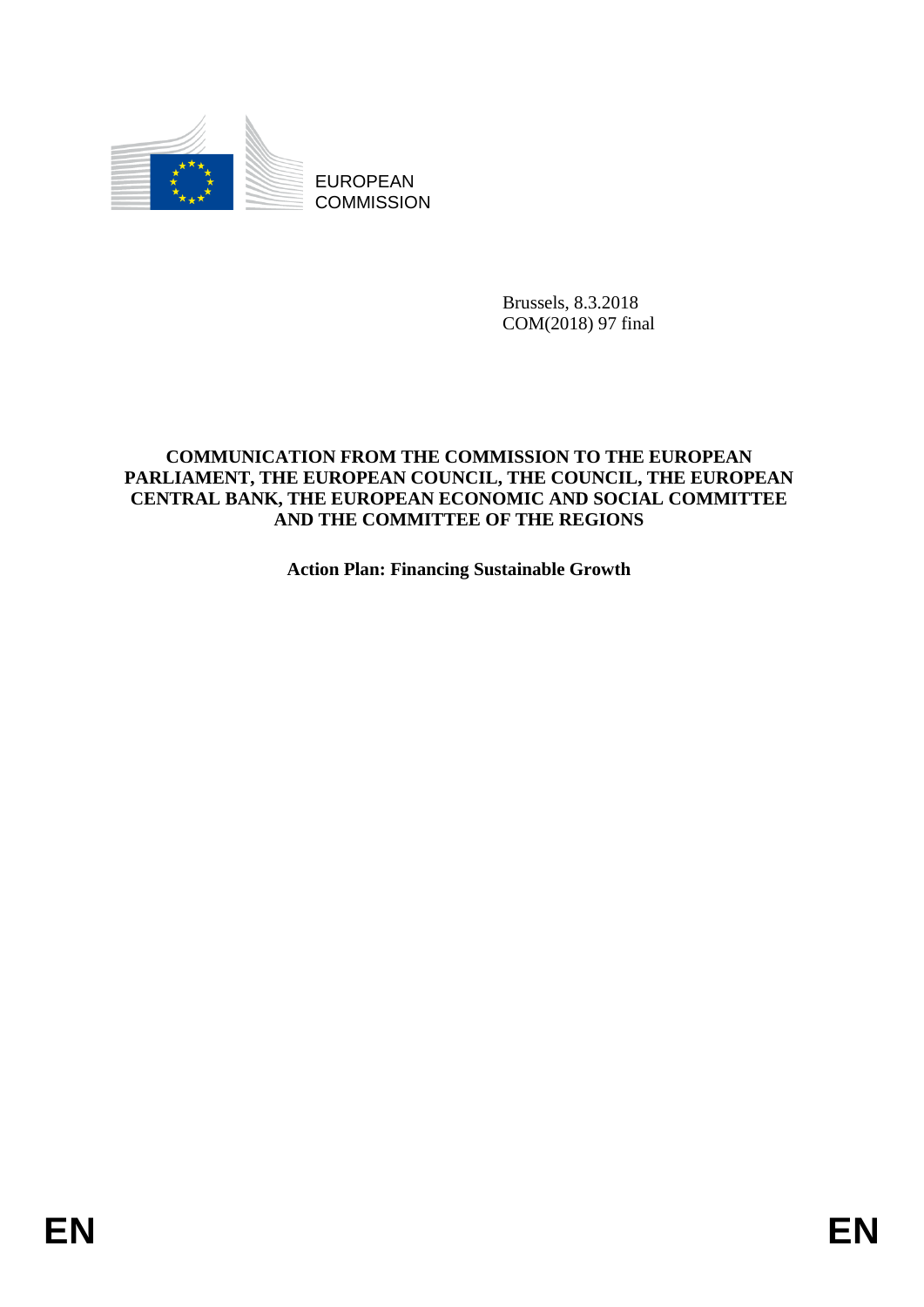EUROPEAN
COMMISSION

Brussels, 8.3.2018
COM(2018) 97 final

**COMMUNICATION FROM THE COMMISSION TO THE EUROPEAN PARLIAMENT, THE EUROPEAN COUNCIL, THE COUNCIL, THE EUROPEAN CENTRAL BANK, THE EUROPEAN ECONOMIC AND SOCIAL COMMITTEE AND THE COMMITTEE OF THE REGIONS**

**Action Plan: Financing Sustainable Growth**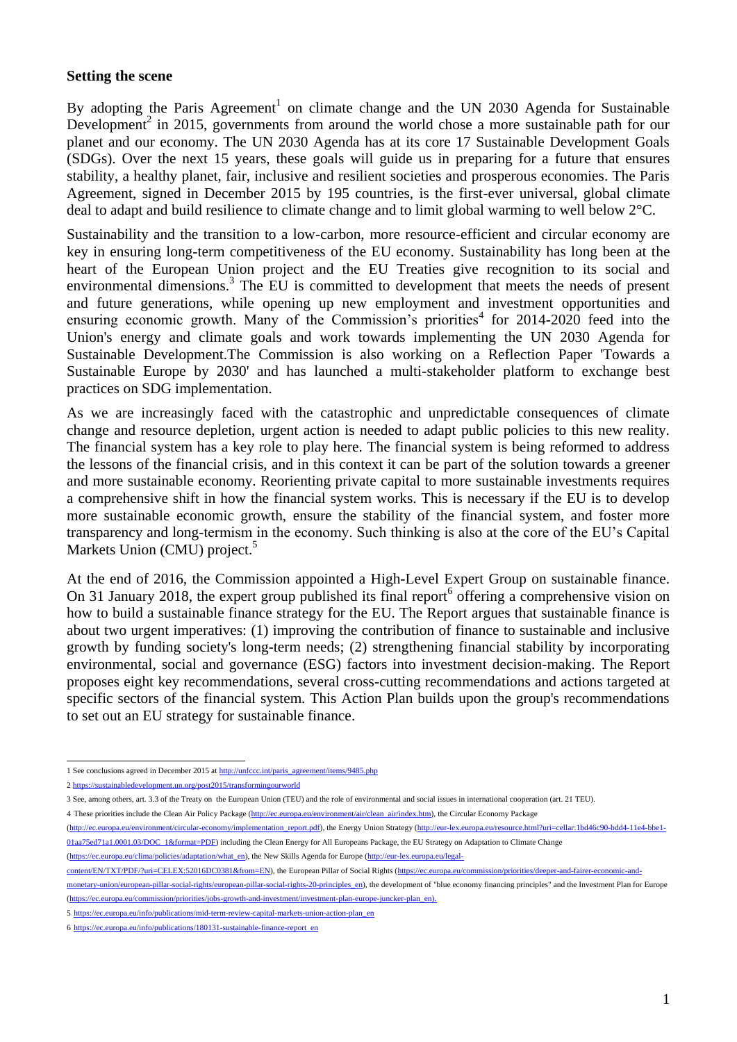**Setting the scene**

By adopting the Paris Agreement[1] on climate change and the UN 2030 Agenda for Sustainable Development[2] in 2015, governments from around the world chose a more sustainable path for our planet and our economy. The UN 2030 Agenda has at its core 17 Sustainable Development Goals (SDGs). Over the next 15 years, these goals will guide us in preparing for a future that ensures stability, a healthy planet, fair, inclusive and resilient societies and prosperous economies. The Paris Agreement, signed in December 2015 by 195 countries, is the first-ever universal, global climate deal to adapt and build resilience to climate change and to limit global warming to well below 2°C.

Sustainability and the transition to a low-carbon, more resource-efficient and circular economy are key in ensuring long-term competitiveness of the EU economy. Sustainability has long been at the heart of the European Union project and the EU Treaties give recognition to its social and environmental dimensions.[3] The EU is committed to development that meets the needs of present and future generations, while opening up new employment and investment opportunities and ensuring economic growth. Many of the Commission's priorities[4] for 2014-2020 feed into the Union's energy and climate goals and work towards implementing the UN 2030 Agenda for Sustainable Development.The Commission is also working on a Reflection Paper 'Towards a Sustainable Europe by 2030' and has launched a multi-stakeholder platform to exchange best practices on SDG implementation.

As we are increasingly faced with the catastrophic and unpredictable consequences of climate change and resource depletion, urgent action is needed to adapt public policies to this new reality. The financial system has a key role to play here. The financial system is being reformed to address the lessons of the financial crisis, and in this context it can be part of the solution towards a greener and more sustainable economy. Reorienting private capital to more sustainable investments requires a comprehensive shift in how the financial system works. This is necessary if the EU is to develop more sustainable economic growth, ensure the stability of the financial system, and foster more transparency and long-termism in the economy. Such thinking is also at the core of the EU's Capital Markets Union (CMU) project.[5]

At the end of 2016, the Commission appointed a High-Level Expert Group on sustainable finance. On 31 January 2018, the expert group published its final report[6] offering a comprehensive vision on how to build a sustainable finance strategy for the EU. The Report argues that sustainable finance is about two urgent imperatives: (1) improving the contribution of finance to sustainable and inclusive growth by funding society's long-term needs; (2) strengthening financial stability by incorporating environmental, social and governance (ESG) factors into investment decision-making. The Report proposes eight key recommendations, several cross-cutting recommendations and actions targeted at specific sectors of the financial system. This Action Plan builds upon the group's recommendations to set out an EU strategy for sustainable finance.

---

1 See conclusions agreed in December 2015 at http://unfccc.int/paris_agreement/items/9485.php

2 https://sustainabledevelopment.un.org/post2015/transformingourworld

3 See, among others, art. 3.3 of the Treaty on the European Union (TEU) and the role of environmental and social issues in international cooperation (art. 21 TEU).

4 These priorities include the Clean Air Policy Package (http://ec.europa.eu/environment/air/clean_air/index.htm), the Circular Economy Package (http://ec.europa.eu/environment/circular-economy/implementation_report.pdf), the Energy Union Strategy (http://eur-lex.europa.eu/resource.html?uri=cellar:1bd46c90-bdd4-11e4-bbe1-01aa75ed71a1.0001.03/DOC_1&format=PDF) including the Clean Energy for All Europeans Package, the EU Strategy on Adaptation to Climate Change (https://ec.europa.eu/clima/policies/adaptation/what_en), the New Skills Agenda for Europe (http://eur-lex.europa.eu/legal-content/EN/TXT/PDF/?uri=CELEX:52016DC0381&from=EN), the European Pillar of Social Rights (https://ec.europa.eu/commission/priorities/deeper-and-fairer-economic-and-monetary-union/european-pillar-social-rights/european-pillar-social-rights-20-principles_en), the development of "blue economy financing principles" and the Investment Plan for Europe (https://ec.europa.eu/commission/priorities/jobs-growth-and-investment/investment-plan-europe-juncker-plan_en).

5 https://ec.europa.eu/info/publications/mid-term-review-capital-markets-union-action-plan_en

6 https://ec.europa.eu/info/publications/180131-sustainable-finance-report_en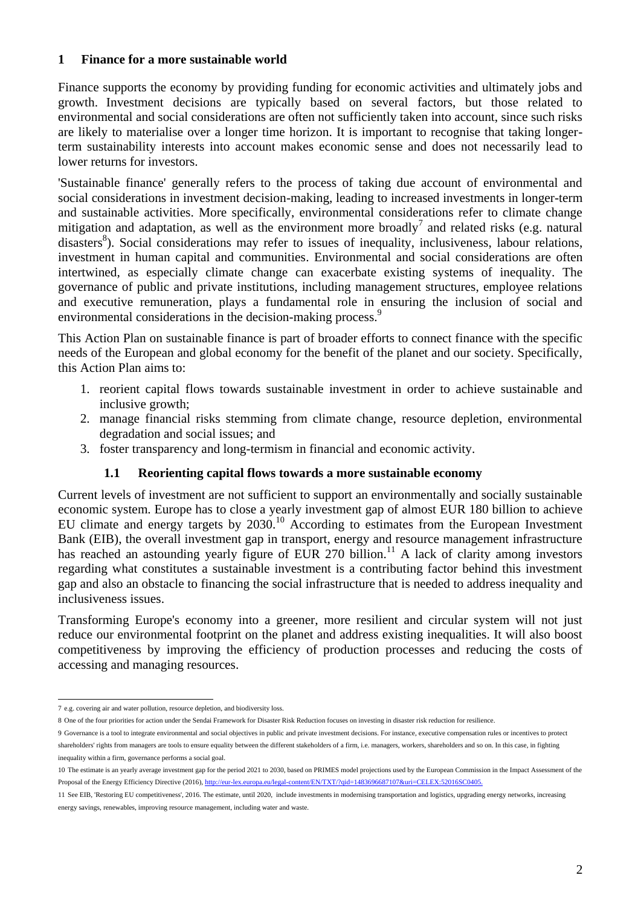# 1 Finance for a more sustainable world

Finance supports the economy by providing funding for economic activities and ultimately jobs and growth. Investment decisions are typically based on several factors, but those related to environmental and social considerations are often not sufficiently taken into account, since such risks are likely to materialise over a longer time horizon. It is important to recognise that taking longer-term sustainability interests into account makes economic sense and does not necessarily lead to lower returns for investors.

'Sustainable finance' generally refers to the process of taking due account of environmental and social considerations in investment decision-making, leading to increased investments in longer-term and sustainable activities. More specifically, environmental considerations refer to climate change mitigation and adaptation, as well as the environment more broadly[7] and related risks (e.g. natural disasters[8]). Social considerations may refer to issues of inequality, inclusiveness, labour relations, investment in human capital and communities. Environmental and social considerations are often intertwined, as especially climate change can exacerbate existing systems of inequality. The governance of public and private institutions, including management structures, employee relations and executive remuneration, plays a fundamental role in ensuring the inclusion of social and environmental considerations in the decision-making process.[9]

This Action Plan on sustainable finance is part of broader efforts to connect finance with the specific needs of the European and global economy for the benefit of the planet and our society. Specifically, this Action Plan aims to:

1. reorient capital flows towards sustainable investment in order to achieve sustainable and inclusive growth;
2. manage financial risks stemming from climate change, resource depletion, environmental degradation and social issues; and
3. foster transparency and long-termism in financial and economic activity.

## 1.1 Reorienting capital flows towards a more sustainable economy

Current levels of investment are not sufficient to support an environmentally and socially sustainable economic system. Europe has to close a yearly investment gap of almost EUR 180 billion to achieve EU climate and energy targets by 2030.[10] According to estimates from the European Investment Bank (EIB), the overall investment gap in transport, energy and resource management infrastructure has reached an astounding yearly figure of EUR 270 billion.[11] A lack of clarity among investors regarding what constitutes a sustainable investment is a contributing factor behind this investment gap and also an obstacle to financing the social infrastructure that is needed to address inequality and inclusiveness issues.

Transforming Europe's economy into a greener, more resilient and circular system will not just reduce our environmental footprint on the planet and address existing inequalities. It will also boost competitiveness by improving the efficiency of production processes and reducing the costs of accessing and managing resources.

---

7 e.g. covering air and water pollution, resource depletion, and biodiversity loss.

8 One of the four priorities for action under the Sendai Framework for Disaster Risk Reduction focuses on investing in disaster risk reduction for resilience.

9 Governance is a tool to integrate environmental and social objectives in public and private investment decisions. For instance, executive compensation rules or incentives to protect shareholders' rights from managers are tools to ensure equality between the different stakeholders of a firm, i.e. managers, workers, shareholders and so on. In this case, in fighting inequality within a firm, governance performs a social goal.

10 The estimate is an yearly average investment gap for the period 2021 to 2030, based on PRIMES model projections used by the European Commission in the Impact Assessment of the Proposal of the Energy Efficiency Directive (2016), http://eur-lex.europa.eu/legal-content/EN/TXT/?qid=1483696687107&uri=CELEX:52016SC0405.

11 See EIB, 'Restoring EU competitiveness', 2016. The estimate, until 2020, include investments in modernising transportation and logistics, upgrading energy networks, increasing energy savings, renewables, improving resource management, including water and waste.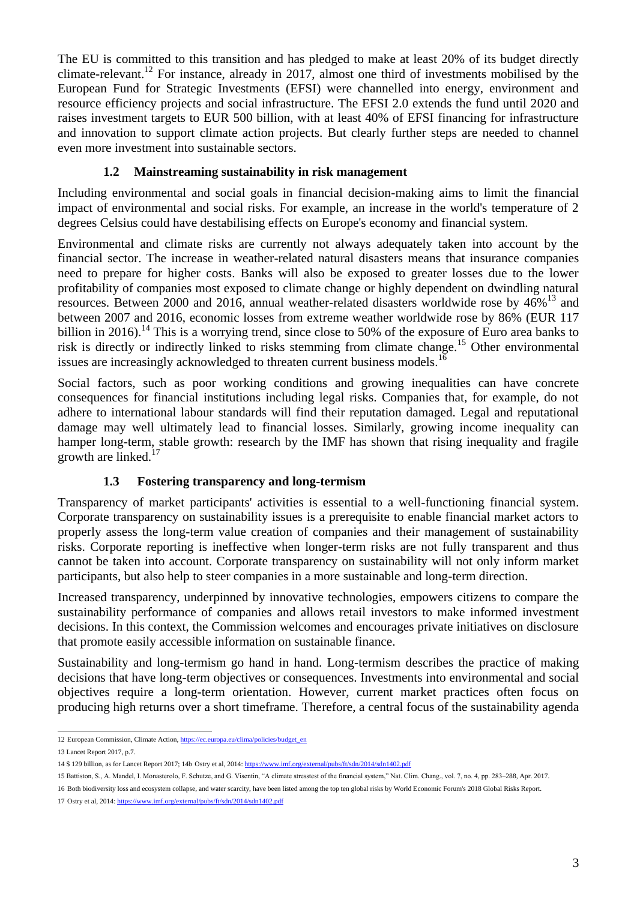The EU is committed to this transition and has pledged to make at least 20% of its budget directly climate-relevant.[12] For instance, already in 2017, almost one third of investments mobilised by the European Fund for Strategic Investments (EFSI) were channelled into energy, environment and resource efficiency projects and social infrastructure. The EFSI 2.0 extends the fund until 2020 and raises investment targets to EUR 500 billion, with at least 40% of EFSI financing for infrastructure and innovation to support climate action projects. But clearly further steps are needed to channel even more investment into sustainable sectors.

### 1.2 Mainstreaming sustainability in risk management

Including environmental and social goals in financial decision-making aims to limit the financial impact of environmental and social risks. For example, an increase in the world's temperature of 2 degrees Celsius could have destabilising effects on Europe's economy and financial system.

Environmental and climate risks are currently not always adequately taken into account by the financial sector. The increase in weather-related natural disasters means that insurance companies need to prepare for higher costs. Banks will also be exposed to greater losses due to the lower profitability of companies most exposed to climate change or highly dependent on dwindling natural resources. Between 2000 and 2016, annual weather-related disasters worldwide rose by 46%[13] and between 2007 and 2016, economic losses from extreme weather worldwide rose by 86% (EUR 117 billion in 2016).[14] This is a worrying trend, since close to 50% of the exposure of Euro area banks to risk is directly or indirectly linked to risks stemming from climate change.[15] Other environmental issues are increasingly acknowledged to threaten current business models.[16]

Social factors, such as poor working conditions and growing inequalities can have concrete consequences for financial institutions including legal risks. Companies that, for example, do not adhere to international labour standards will find their reputation damaged. Legal and reputational damage may well ultimately lead to financial losses. Similarly, growing income inequality can hamper long-term, stable growth: research by the IMF has shown that rising inequality and fragile growth are linked.[17]

### 1.3 Fostering transparency and long-termism

Transparency of market participants' activities is essential to a well-functioning financial system. Corporate transparency on sustainability issues is a prerequisite to enable financial market actors to properly assess the long-term value creation of companies and their management of sustainability risks. Corporate reporting is ineffective when longer-term risks are not fully transparent and thus cannot be taken into account. Corporate transparency on sustainability will not only inform market participants, but also help to steer companies in a more sustainable and long-term direction.

Increased transparency, underpinned by innovative technologies, empowers citizens to compare the sustainability performance of companies and allows retail investors to make informed investment decisions. In this context, the Commission welcomes and encourages private initiatives on disclosure that promote easily accessible information on sustainable finance.

Sustainability and long-termism go hand in hand. Long-termism describes the practice of making decisions that have long-term objectives or consequences. Investments into environmental and social objectives require a long-term orientation. However, current market practices often focus on producing high returns over a short timeframe. Therefore, a central focus of the sustainability agenda

---

12 European Commission, Climate Action, https://ec.europa.eu/clima/policies/budget_en

13 Lancet Report 2017, p.7.

14 $ 129 billion, as for Lancet Report 2017; 14b Ostry et al, 2014: https://www.imf.org/external/pubs/ft/sdn/2014/sdn1402.pdf

15 Battiston, S., A. Mandel, I. Monasterolo, F. Schutze, and G. Visentin, "A climate stresstest of the financial system," Nat. Clim. Chang., vol. 7, no. 4, pp. 283–288, Apr. 2017.

16 Both biodiversity loss and ecosystem collapse, and water scarcity, have been listed among the top ten global risks by World Economic Forum's 2018 Global Risks Report.

17 Ostry et al, 2014: https://www.imf.org/external/pubs/ft/sdn/2014/sdn1402.pdf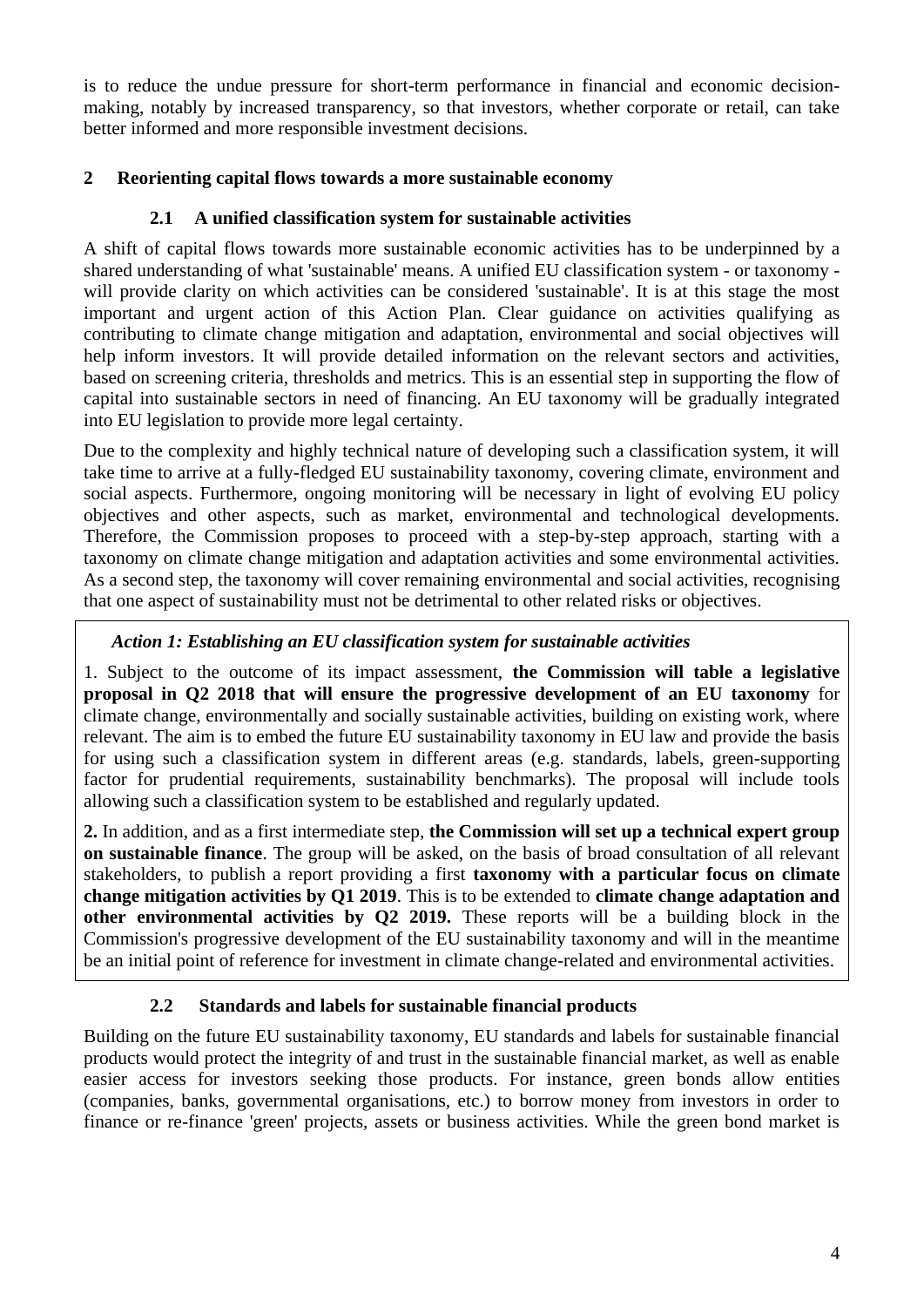is to reduce the undue pressure for short-term performance in financial and economic decision-making, notably by increased transparency, so that investors, whether corporate or retail, can take better informed and more responsible investment decisions.

# 2 Reorienting capital flows towards a more sustainable economy

## 2.1 A unified classification system for sustainable activities

A shift of capital flows towards more sustainable economic activities has to be underpinned by a shared understanding of what 'sustainable' means. A unified EU classification system - or taxonomy - will provide clarity on which activities can be considered 'sustainable'. It is at this stage the most important and urgent action of this Action Plan. Clear guidance on activities qualifying as contributing to climate change mitigation and adaptation, environmental and social objectives will help inform investors. It will provide detailed information on the relevant sectors and activities, based on screening criteria, thresholds and metrics. This is an essential step in supporting the flow of capital into sustainable sectors in need of financing. An EU taxonomy will be gradually integrated into EU legislation to provide more legal certainty.

Due to the complexity and highly technical nature of developing such a classification system, it will take time to arrive at a fully-fledged EU sustainability taxonomy, covering climate, environment and social aspects. Furthermore, ongoing monitoring will be necessary in light of evolving EU policy objectives and other aspects, such as market, environmental and technological developments. Therefore, the Commission proposes to proceed with a step-by-step approach, starting with a taxonomy on climate change mitigation and adaptation activities and some environmental activities. As a second step, the taxonomy will cover remaining environmental and social activities, recognising that one aspect of sustainability must not be detrimental to other related risks or objectives.

***Action 1: Establishing an EU classification system for sustainable activities***

1. Subject to the outcome of its impact assessment, **the Commission will table a legislative proposal in Q2 2018 that will ensure the progressive development of an EU taxonomy** for climate change, environmentally and socially sustainable activities, building on existing work, where relevant. The aim is to embed the future EU sustainability taxonomy in EU law and provide the basis for using such a classification system in different areas (e.g. standards, labels, green-supporting factor for prudential requirements, sustainability benchmarks). The proposal will include tools allowing such a classification system to be established and regularly updated.

**2.** In addition, and as a first intermediate step, **the Commission will set up a technical expert group on sustainable finance**. The group will be asked, on the basis of broad consultation of all relevant stakeholders, to publish a report providing a first **taxonomy with a particular focus on climate change mitigation activities by Q1 2019**. This is to be extended to **climate change adaptation and other environmental activities by Q2 2019.** These reports will be a building block in the Commission's progressive development of the EU sustainability taxonomy and will in the meantime be an initial point of reference for investment in climate change-related and environmental activities.

## 2.2 Standards and labels for sustainable financial products

Building on the future EU sustainability taxonomy, EU standards and labels for sustainable financial products would protect the integrity of and trust in the sustainable financial market, as well as enable easier access for investors seeking those products. For instance, green bonds allow entities (companies, banks, governmental organisations, etc.) to borrow money from investors in order to finance or re-finance 'green' projects, assets or business activities. While the green bond market is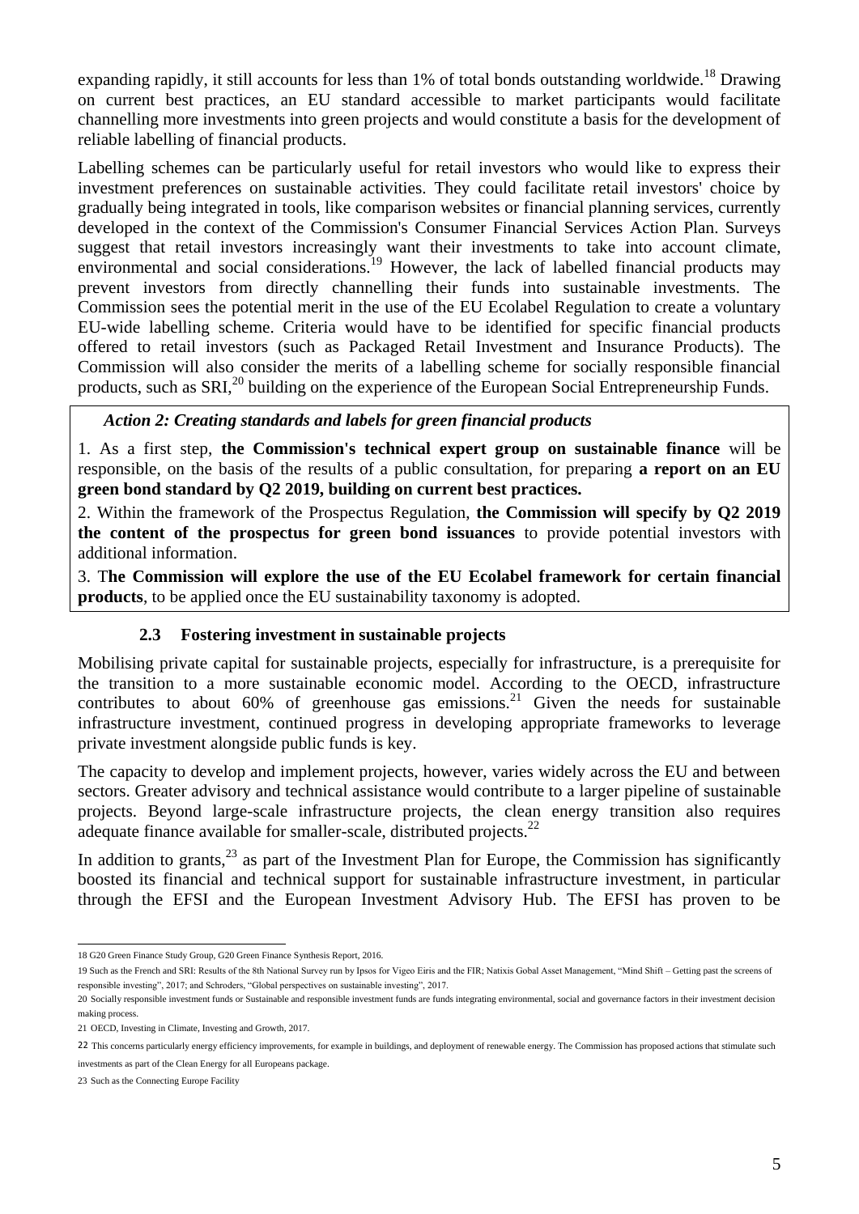expanding rapidly, it still accounts for less than 1% of total bonds outstanding worldwide.[18] Drawing on current best practices, an EU standard accessible to market participants would facilitate channelling more investments into green projects and would constitute a basis for the development of reliable labelling of financial products.

Labelling schemes can be particularly useful for retail investors who would like to express their investment preferences on sustainable activities. They could facilitate retail investors' choice by gradually being integrated in tools, like comparison websites or financial planning services, currently developed in the context of the Commission's Consumer Financial Services Action Plan. Surveys suggest that retail investors increasingly want their investments to take into account climate, environmental and social considerations.[19] However, the lack of labelled financial products may prevent investors from directly channelling their funds into sustainable investments. The Commission sees the potential merit in the use of the EU Ecolabel Regulation to create a voluntary EU-wide labelling scheme. Criteria would have to be identified for specific financial products offered to retail investors (such as Packaged Retail Investment and Insurance Products). The Commission will also consider the merits of a labelling scheme for socially responsible financial products, such as SRI,[20] building on the experience of the European Social Entrepreneurship Funds.

***Action 2: Creating standards and labels for green financial products***

1. As a first step, **the Commission's technical expert group on sustainable finance** will be responsible, on the basis of the results of a public consultation, for preparing **a report on an EU green bond standard by Q2 2019, building on current best practices.**

2. Within the framework of the Prospectus Regulation, **the Commission will specify by Q2 2019 the content of the prospectus for green bond issuances** to provide potential investors with additional information.

3. T**he Commission will explore the use of the EU Ecolabel framework for certain financial products**, to be applied once the EU sustainability taxonomy is adopted.

### 2.3 Fostering investment in sustainable projects

Mobilising private capital for sustainable projects, especially for infrastructure, is a prerequisite for the transition to a more sustainable economic model. According to the OECD, infrastructure contributes to about 60% of greenhouse gas emissions.[21] Given the needs for sustainable infrastructure investment, continued progress in developing appropriate frameworks to leverage private investment alongside public funds is key.

The capacity to develop and implement projects, however, varies widely across the EU and between sectors. Greater advisory and technical assistance would contribute to a larger pipeline of sustainable projects. Beyond large-scale infrastructure projects, the clean energy transition also requires adequate finance available for smaller-scale, distributed projects.[22]

In addition to grants,[23] as part of the Investment Plan for Europe, the Commission has significantly boosted its financial and technical support for sustainable infrastructure investment, in particular through the EFSI and the European Investment Advisory Hub. The EFSI has proven to be

---

18 G20 Green Finance Study Group, G20 Green Finance Synthesis Report, 2016.

19 Such as the French and SRI: Results of the 8th National Survey run by Ipsos for Vigeo Eiris and the FIR; Natixis Gobal Asset Management, "Mind Shift – Getting past the screens of responsible investing", 2017; and Schroders, "Global perspectives on sustainable investing", 2017.

20 Socially responsible investment funds or Sustainable and responsible investment funds are funds integrating environmental, social and governance factors in their investment decision making process.

21 OECD, Investing in Climate, Investing and Growth, 2017.

22 This concerns particularly energy efficiency improvements, for example in buildings, and deployment of renewable energy. The Commission has proposed actions that stimulate such investments as part of the Clean Energy for all Europeans package.

23 Such as the Connecting Europe Facility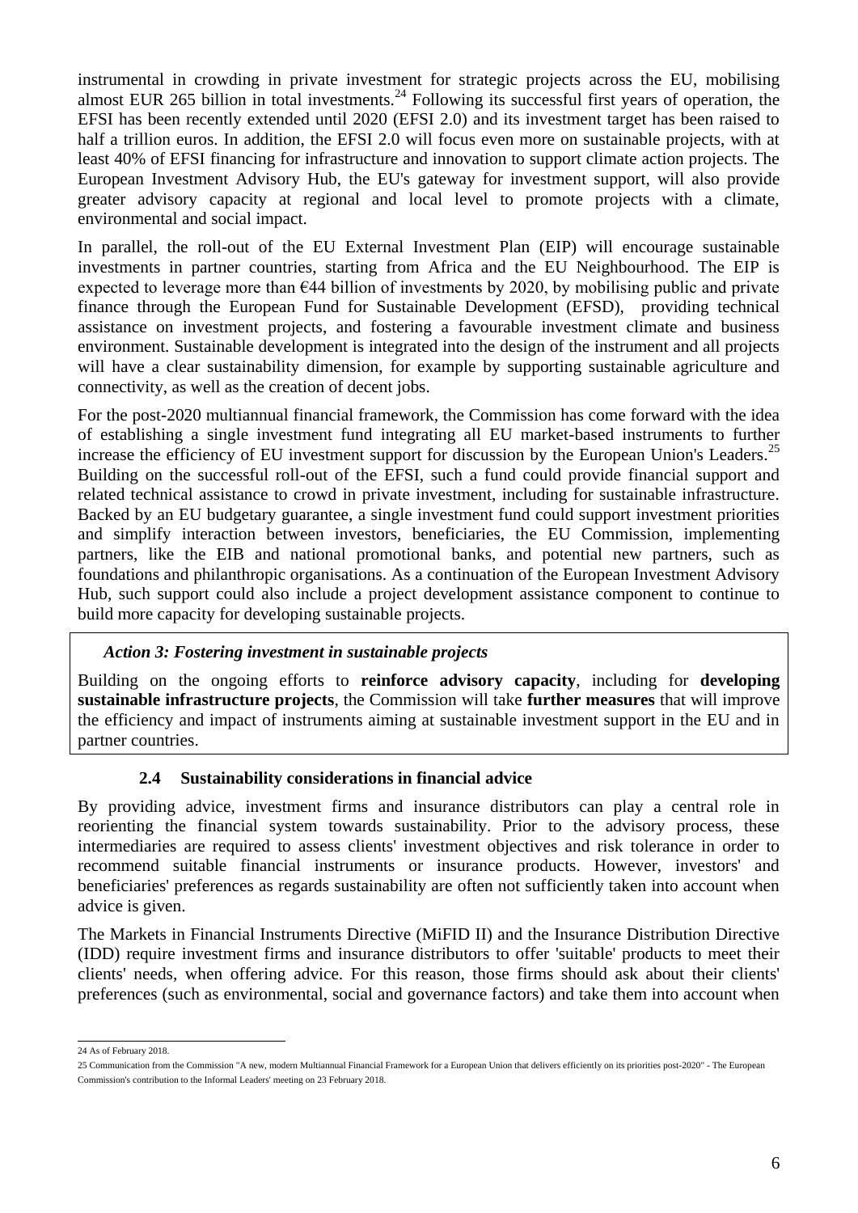instrumental in crowding in private investment for strategic projects across the EU, mobilising almost EUR 265 billion in total investments.[24] Following its successful first years of operation, the EFSI has been recently extended until 2020 (EFSI 2.0) and its investment target has been raised to half a trillion euros. In addition, the EFSI 2.0 will focus even more on sustainable projects, with at least 40% of EFSI financing for infrastructure and innovation to support climate action projects. The European Investment Advisory Hub, the EU's gateway for investment support, will also provide greater advisory capacity at regional and local level to promote projects with a climate, environmental and social impact.

In parallel, the roll-out of the EU External Investment Plan (EIP) will encourage sustainable investments in partner countries, starting from Africa and the EU Neighbourhood. The EIP is expected to leverage more than €44 billion of investments by 2020, by mobilising public and private finance through the European Fund for Sustainable Development (EFSD), providing technical assistance on investment projects, and fostering a favourable investment climate and business environment. Sustainable development is integrated into the design of the instrument and all projects will have a clear sustainability dimension, for example by supporting sustainable agriculture and connectivity, as well as the creation of decent jobs.

For the post-2020 multiannual financial framework, the Commission has come forward with the idea of establishing a single investment fund integrating all EU market-based instruments to further increase the efficiency of EU investment support for discussion by the European Union's Leaders.[25] Building on the successful roll-out of the EFSI, such a fund could provide financial support and related technical assistance to crowd in private investment, including for sustainable infrastructure. Backed by an EU budgetary guarantee, a single investment fund could support investment priorities and simplify interaction between investors, beneficiaries, the EU Commission, implementing partners, like the EIB and national promotional banks, and potential new partners, such as foundations and philanthropic organisations. As a continuation of the European Investment Advisory Hub, such support could also include a project development assistance component to continue to build more capacity for developing sustainable projects.

***Action 3: Fostering investment in sustainable projects***

Building on the ongoing efforts to **reinforce advisory capacity**, including for **developing sustainable infrastructure projects**, the Commission will take **further measures** that will improve the efficiency and impact of instruments aiming at sustainable investment support in the EU and in partner countries.

### 2.4 Sustainability considerations in financial advice

By providing advice, investment firms and insurance distributors can play a central role in reorienting the financial system towards sustainability. Prior to the advisory process, these intermediaries are required to assess clients' investment objectives and risk tolerance in order to recommend suitable financial instruments or insurance products. However, investors' and beneficiaries' preferences as regards sustainability are often not sufficiently taken into account when advice is given.

The Markets in Financial Instruments Directive (MiFID II) and the Insurance Distribution Directive (IDD) require investment firms and insurance distributors to offer 'suitable' products to meet their clients' needs, when offering advice. For this reason, those firms should ask about their clients' preferences (such as environmental, social and governance factors) and take them into account when

---

[24] As of February 2018.

[25] Communication from the Commission "A new, modern Multiannual Financial Framework for a European Union that delivers efficiently on its priorities post-2020" - The European Commission's contribution to the Informal Leaders' meeting on 23 February 2018.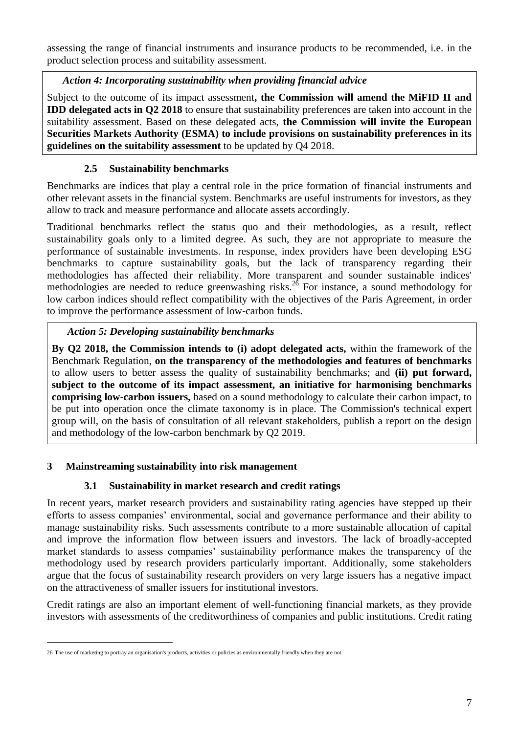assessing the range of financial instruments and insurance products to be recommended, i.e. in the product selection process and suitability assessment.

> ***Action 4: Incorporating sustainability when providing financial advice***
>
> Subject to the outcome of its impact assessment**, the Commission will amend the MiFID II and IDD delegated acts in Q2 2018** to ensure that sustainability preferences are taken into account in the suitability assessment. Based on these delegated acts, **the Commission will invite the European Securities Markets Authority (ESMA) to include provisions on sustainability preferences in its guidelines on the suitability assessment** to be updated by Q4 2018.

### 2.5 Sustainability benchmarks

Benchmarks are indices that play a central role in the price formation of financial instruments and other relevant assets in the financial system. Benchmarks are useful instruments for investors, as they allow to track and measure performance and allocate assets accordingly.

Traditional benchmarks reflect the status quo and their methodologies, as a result, reflect sustainability goals only to a limited degree. As such, they are not appropriate to measure the performance of sustainable investments. In response, index providers have been developing ESG benchmarks to capture sustainability goals, but the lack of transparency regarding their methodologies has affected their reliability. More transparent and sounder sustainable indices' methodologies are needed to reduce greenwashing risks.[26] For instance, a sound methodology for low carbon indices should reflect compatibility with the objectives of the Paris Agreement, in order to improve the performance assessment of low-carbon funds.

> ***Action 5: Developing sustainability benchmarks***
>
> **By Q2 2018, the Commission intends to (i) adopt delegated acts,** within the framework of the Benchmark Regulation, **on the transparency of the methodologies and features of benchmarks** to allow users to better assess the quality of sustainability benchmarks; and **(ii) put forward, subject to the outcome of its impact assessment, an initiative for harmonising benchmarks comprising low-carbon issuers,** based on a sound methodology to calculate their carbon impact, to be put into operation once the climate taxonomy is in place. The Commission's technical expert group will, on the basis of consultation of all relevant stakeholders, publish a report on the design and methodology of the low-carbon benchmark by Q2 2019.

## 3 Mainstreaming sustainability into risk management

### 3.1 Sustainability in market research and credit ratings

In recent years, market research providers and sustainability rating agencies have stepped up their efforts to assess companies' environmental, social and governance performance and their ability to manage sustainability risks. Such assessments contribute to a more sustainable allocation of capital and improve the information flow between issuers and investors. The lack of broadly-accepted market standards to assess companies' sustainability performance makes the transparency of the methodology used by research providers particularly important. Additionally, some stakeholders argue that the focus of sustainability research providers on very large issuers has a negative impact on the attractiveness of smaller issuers for institutional investors.

Credit ratings are also an important element of well-functioning financial markets, as they provide investors with assessments of the creditworthiness of companies and public institutions. Credit rating

---

26 The use of marketing to portray an organisation's products, activities or policies as environmentally friendly when they are not.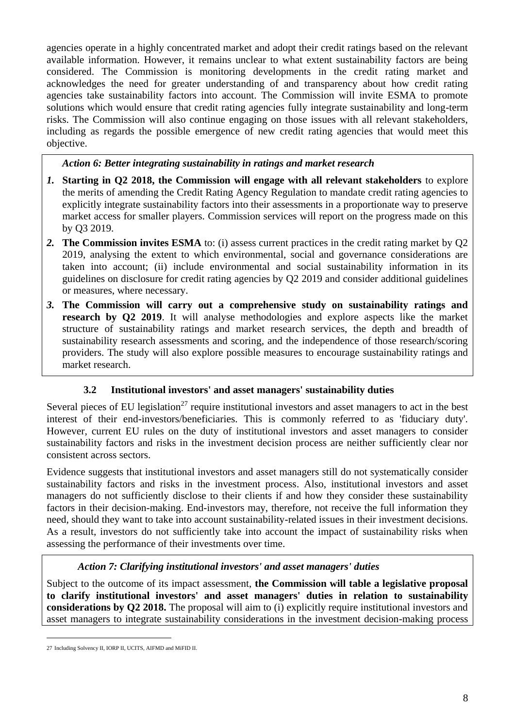agencies operate in a highly concentrated market and adopt their credit ratings based on the relevant available information. However, it remains unclear to what extent sustainability factors are being considered. The Commission is monitoring developments in the credit rating market and acknowledges the need for greater understanding of and transparency about how credit rating agencies take sustainability factors into account. The Commission will invite ESMA to promote solutions which would ensure that credit rating agencies fully integrate sustainability and long-term risks. The Commission will also continue engaging on those issues with all relevant stakeholders, including as regards the possible emergence of new credit rating agencies that would meet this objective.

*Action 6: Better integrating sustainability in ratings and market research*

1. **Starting in Q2 2018, the Commission will engage with all relevant stakeholders** to explore the merits of amending the Credit Rating Agency Regulation to mandate credit rating agencies to explicitly integrate sustainability factors into their assessments in a proportionate way to preserve market access for smaller players. Commission services will report on the progress made on this by Q3 2019.
2. **The Commission invites ESMA** to: (i) assess current practices in the credit rating market by Q2 2019, analysing the extent to which environmental, social and governance considerations are taken into account; (ii) include environmental and social sustainability information in its guidelines on disclosure for credit rating agencies by Q2 2019 and consider additional guidelines or measures, where necessary.
3. **The Commission will carry out a comprehensive study on sustainability ratings and research by Q2 2019**. It will analyse methodologies and explore aspects like the market structure of sustainability ratings and market research services, the depth and breadth of sustainability research assessments and scoring, and the independence of those research/scoring providers. The study will also explore possible measures to encourage sustainability ratings and market research.

### 3.2 Institutional investors' and asset managers' sustainability duties

Several pieces of EU legislation[27] require institutional investors and asset managers to act in the best interest of their end-investors/beneficiaries. This is commonly referred to as 'fiduciary duty'. However, current EU rules on the duty of institutional investors and asset managers to consider sustainability factors and risks in the investment decision process are neither sufficiently clear nor consistent across sectors.

Evidence suggests that institutional investors and asset managers still do not systematically consider sustainability factors and risks in the investment process. Also, institutional investors and asset managers do not sufficiently disclose to their clients if and how they consider these sustainability factors in their decision-making. End-investors may, therefore, not receive the full information they need, should they want to take into account sustainability-related issues in their investment decisions. As a result, investors do not sufficiently take into account the impact of sustainability risks when assessing the performance of their investments over time.

*Action 7: Clarifying institutional investors' and asset managers' duties*

Subject to the outcome of its impact assessment, **the Commission will table a legislative proposal to clarify institutional investors' and asset managers' duties in relation to sustainability considerations by Q2 2018.** The proposal will aim to (i) explicitly require institutional investors and asset managers to integrate sustainability considerations in the investment decision-making process

27 Including Solvency II, IORP II, UCITS, AIFMD and MiFID II.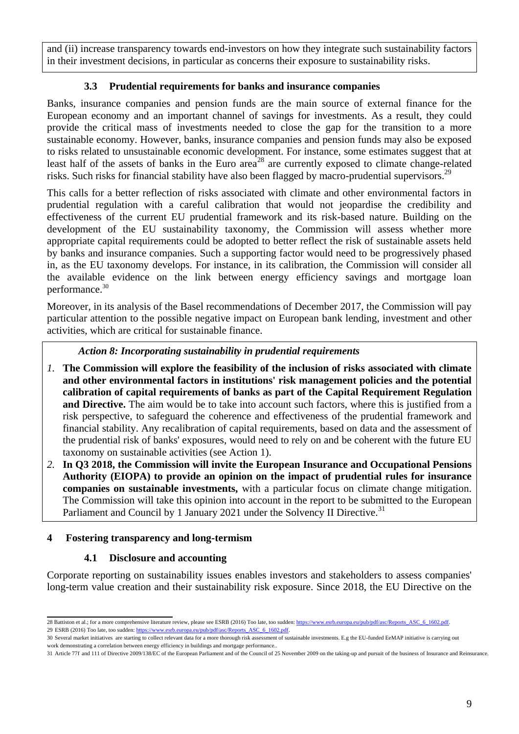and (ii) increase transparency towards end-investors on how they integrate such sustainability factors in their investment decisions, in particular as concerns their exposure to sustainability risks.

### 3.3 Prudential requirements for banks and insurance companies

Banks, insurance companies and pension funds are the main source of external finance for the European economy and an important channel of savings for investments. As a result, they could provide the critical mass of investments needed to close the gap for the transition to a more sustainable economy. However, banks, insurance companies and pension funds may also be exposed to risks related to unsustainable economic development. For instance, some estimates suggest that at least half of the assets of banks in the Euro area[28] are currently exposed to climate change-related risks. Such risks for financial stability have also been flagged by macro-prudential supervisors.[29]

This calls for a better reflection of risks associated with climate and other environmental factors in prudential regulation with a careful calibration that would not jeopardise the credibility and effectiveness of the current EU prudential framework and its risk-based nature. Building on the development of the EU sustainability taxonomy, the Commission will assess whether more appropriate capital requirements could be adopted to better reflect the risk of sustainable assets held by banks and insurance companies. Such a supporting factor would need to be progressively phased in, as the EU taxonomy develops. For instance, in its calibration, the Commission will consider all the available evidence on the link between energy efficiency savings and mortgage loan performance.[30]

Moreover, in its analysis of the Basel recommendations of December 2017, the Commission will pay particular attention to the possible negative impact on European bank lending, investment and other activities, which are critical for sustainable finance.

*Action 8: Incorporating sustainability in prudential requirements*

1. **The Commission will explore the feasibility of the inclusion of risks associated with climate and other environmental factors in institutions' risk management policies and the potential calibration of capital requirements of banks as part of the Capital Requirement Regulation and Directive.** The aim would be to take into account such factors, where this is justified from a risk perspective, to safeguard the coherence and effectiveness of the prudential framework and financial stability. Any recalibration of capital requirements, based on data and the assessment of the prudential risk of banks' exposures, would need to rely on and be coherent with the future EU taxonomy on sustainable activities (see Action 1).
2. **In Q3 2018, the Commission will invite the European Insurance and Occupational Pensions Authority (EIOPA) to provide an opinion on the impact of prudential rules for insurance companies on sustainable investments,** with a particular focus on climate change mitigation. The Commission will take this opinion into account in the report to be submitted to the European Parliament and Council by 1 January 2021 under the Solvency II Directive.[31]

## 4 Fostering transparency and long-termism

### 4.1 Disclosure and accounting

Corporate reporting on sustainability issues enables investors and stakeholders to assess companies' long-term value creation and their sustainability risk exposure. Since 2018, the EU Directive on the

---

28 Battiston et al.; for a more comprehensive literature review, please see ESRB (2016) Too late, too sudden: https://www.esrb.europa.eu/pub/pdf/asc/Reports_ASC_6_1602.pdf.

29 ESRB (2016) Too late, too sudden: https://www.esrb.europa.eu/pub/pdf/asc/Reports_ASC_6_1602.pdf.

30 Several market initiatives are starting to collect relevant data for a more thorough risk assessment of sustainable investments. E.g the EU-funded EeMAP initiative is carrying out work demonstrating a correlation between energy efficiency in buildings and mortgage performance..

31 Article 77f and 111 of Directive 2009/138/EC of the European Parliament and of the Council of 25 November 2009 on the taking-up and pursuit of the business of Insurance and Reinsurance.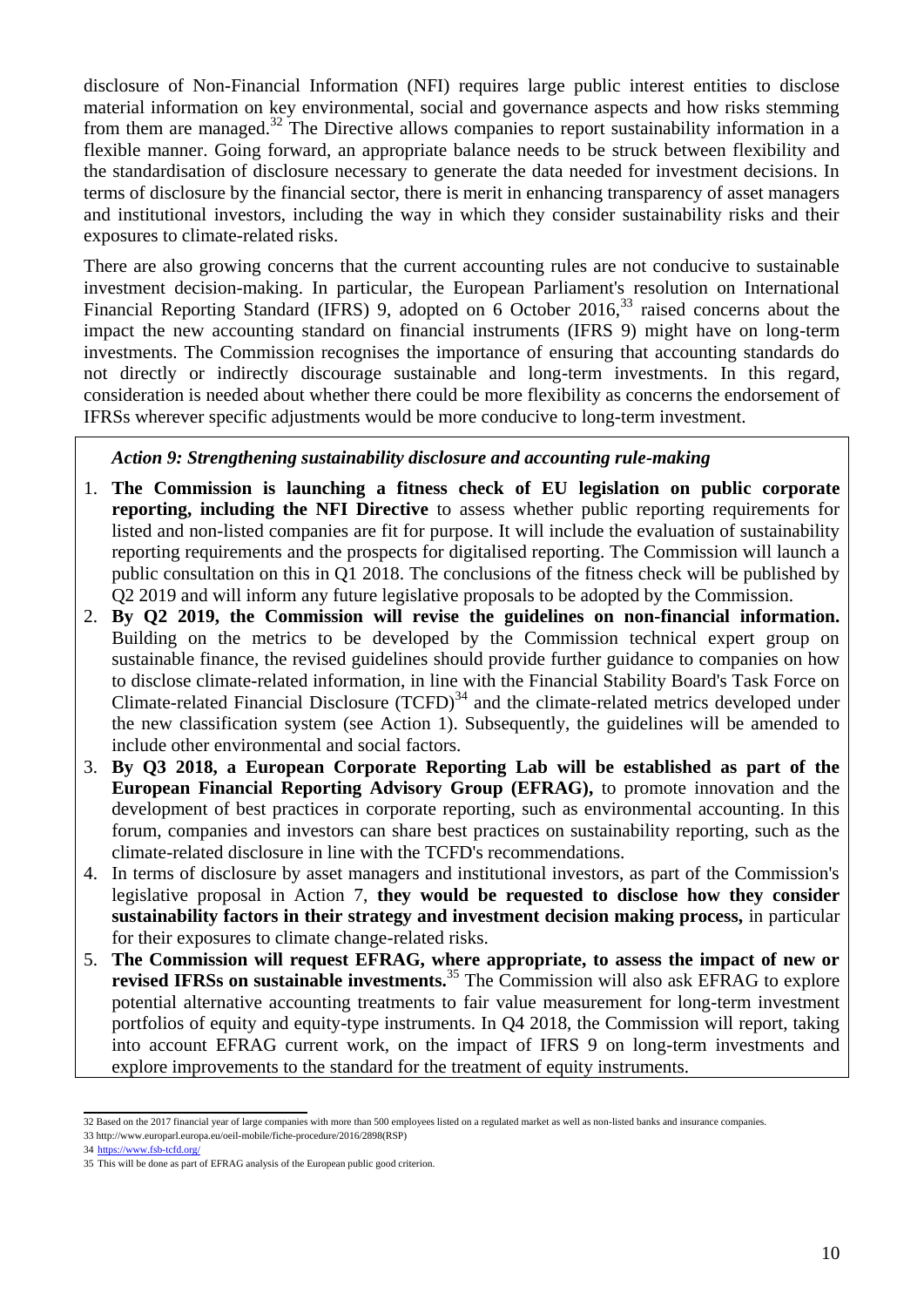disclosure of Non-Financial Information (NFI) requires large public interest entities to disclose material information on key environmental, social and governance aspects and how risks stemming from them are managed.[32] The Directive allows companies to report sustainability information in a flexible manner. Going forward, an appropriate balance needs to be struck between flexibility and the standardisation of disclosure necessary to generate the data needed for investment decisions. In terms of disclosure by the financial sector, there is merit in enhancing transparency of asset managers and institutional investors, including the way in which they consider sustainability risks and their exposures to climate-related risks.

There are also growing concerns that the current accounting rules are not conducive to sustainable investment decision-making. In particular, the European Parliament's resolution on International Financial Reporting Standard (IFRS) 9, adopted on 6 October 2016,[33] raised concerns about the impact the new accounting standard on financial instruments (IFRS 9) might have on long-term investments. The Commission recognises the importance of ensuring that accounting standards do not directly or indirectly discourage sustainable and long-term investments. In this regard, consideration is needed about whether there could be more flexibility as concerns the endorsement of IFRSs wherever specific adjustments would be more conducive to long-term investment.

*Action 9: Strengthening sustainability disclosure and accounting rule-making*

1. **The Commission is launching a fitness check of EU legislation on public corporate reporting, including the NFI Directive** to assess whether public reporting requirements for listed and non-listed companies are fit for purpose. It will include the evaluation of sustainability reporting requirements and the prospects for digitalised reporting. The Commission will launch a public consultation on this in Q1 2018. The conclusions of the fitness check will be published by Q2 2019 and will inform any future legislative proposals to be adopted by the Commission.
2. **By Q2 2019, the Commission will revise the guidelines on non-financial information.** Building on the metrics to be developed by the Commission technical expert group on sustainable finance, the revised guidelines should provide further guidance to companies on how to disclose climate-related information, in line with the Financial Stability Board's Task Force on Climate-related Financial Disclosure (TCFD)[34] and the climate-related metrics developed under the new classification system (see Action 1). Subsequently, the guidelines will be amended to include other environmental and social factors.
3. **By Q3 2018, a European Corporate Reporting Lab will be established as part of the European Financial Reporting Advisory Group (EFRAG),** to promote innovation and the development of best practices in corporate reporting, such as environmental accounting. In this forum, companies and investors can share best practices on sustainability reporting, such as the climate-related disclosure in line with the TCFD's recommendations.
4. In terms of disclosure by asset managers and institutional investors, as part of the Commission's legislative proposal in Action 7, **they would be requested to disclose how they consider sustainability factors in their strategy and investment decision making process,** in particular for their exposures to climate change-related risks.
5. **The Commission will request EFRAG, where appropriate, to assess the impact of new or revised IFRSs on sustainable investments.**[35] The Commission will also ask EFRAG to explore potential alternative accounting treatments to fair value measurement for long-term investment portfolios of equity and equity-type instruments. In Q4 2018, the Commission will report, taking into account EFRAG current work, on the impact of IFRS 9 on long-term investments and explore improvements to the standard for the treatment of equity instruments.

---

32 Based on the 2017 financial year of large companies with more than 500 employees listed on a regulated market as well as non-listed banks and insurance companies.

33 http://www.europarl.europa.eu/oeil-mobile/fiche-procedure/2016/2898(RSP)

34 https://www.fsb-tcfd.org/

35 This will be done as part of EFRAG analysis of the European public good criterion.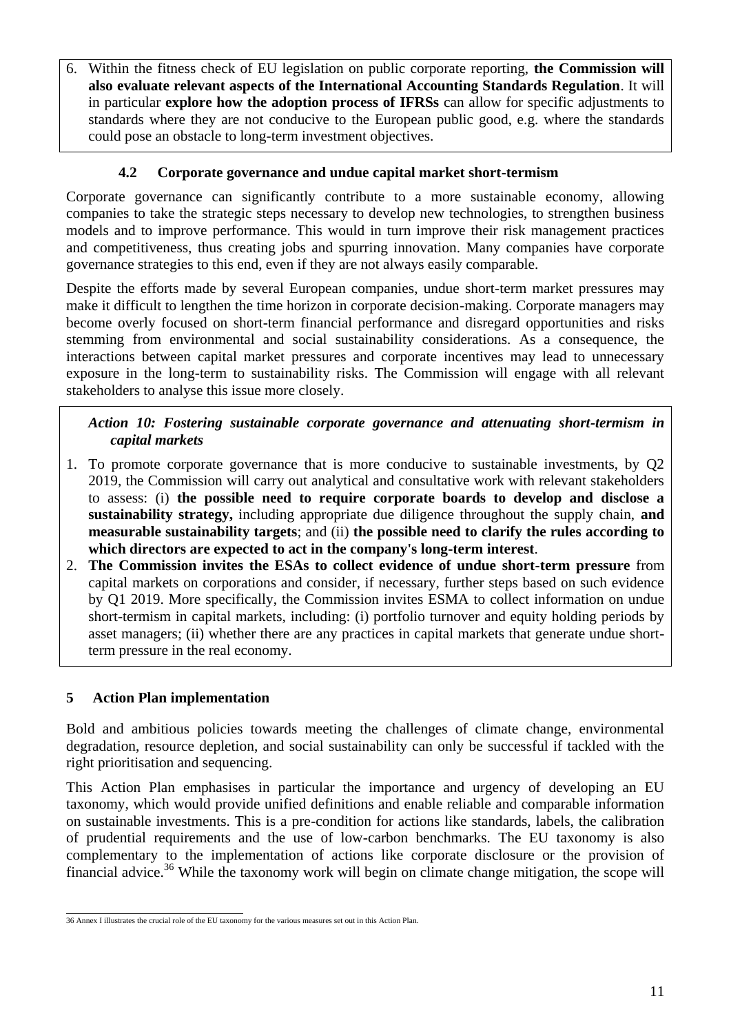6. Within the fitness check of EU legislation on public corporate reporting, **the Commission will also evaluate relevant aspects of the International Accounting Standards Regulation**. It will in particular **explore how the adoption process of IFRSs** can allow for specific adjustments to standards where they are not conducive to the European public good, e.g. where the standards could pose an obstacle to long-term investment objectives.

### 4.2 Corporate governance and undue capital market short-termism

Corporate governance can significantly contribute to a more sustainable economy, allowing companies to take the strategic steps necessary to develop new technologies, to strengthen business models and to improve performance. This would in turn improve their risk management practices and competitiveness, thus creating jobs and spurring innovation. Many companies have corporate governance strategies to this end, even if they are not always easily comparable.

Despite the efforts made by several European companies, undue short-term market pressures may make it difficult to lengthen the time horizon in corporate decision-making. Corporate managers may become overly focused on short-term financial performance and disregard opportunities and risks stemming from environmental and social sustainability considerations. As a consequence, the interactions between capital market pressures and corporate incentives may lead to unnecessary exposure in the long-term to sustainability risks. The Commission will engage with all relevant stakeholders to analyse this issue more closely.

***Action 10: Fostering sustainable corporate governance and attenuating short-termism in capital markets***

1. To promote corporate governance that is more conducive to sustainable investments, by Q2 2019, the Commission will carry out analytical and consultative work with relevant stakeholders to assess: (i) **the possible need to require corporate boards to develop and disclose a sustainability strategy,** including appropriate due diligence throughout the supply chain, **and measurable sustainability targets**; and (ii) **the possible need to clarify the rules according to which directors are expected to act in the company's long-term interest**.
2. **The Commission invites the ESAs to collect evidence of undue short-term pressure** from capital markets on corporations and consider, if necessary, further steps based on such evidence by Q1 2019. More specifically, the Commission invites ESMA to collect information on undue short-termism in capital markets, including: (i) portfolio turnover and equity holding periods by asset managers; (ii) whether there are any practices in capital markets that generate undue short-term pressure in the real economy.

## 5 Action Plan implementation

Bold and ambitious policies towards meeting the challenges of climate change, environmental degradation, resource depletion, and social sustainability can only be successful if tackled with the right prioritisation and sequencing.

This Action Plan emphasises in particular the importance and urgency of developing an EU taxonomy, which would provide unified definitions and enable reliable and comparable information on sustainable investments. This is a pre-condition for actions like standards, labels, the calibration of prudential requirements and the use of low-carbon benchmarks. The EU taxonomy is also complementary to the implementation of actions like corporate disclosure or the provision of financial advice.[36] While the taxonomy work will begin on climate change mitigation, the scope will

36 Annex I illustrates the crucial role of the EU taxonomy for the various measures set out in this Action Plan.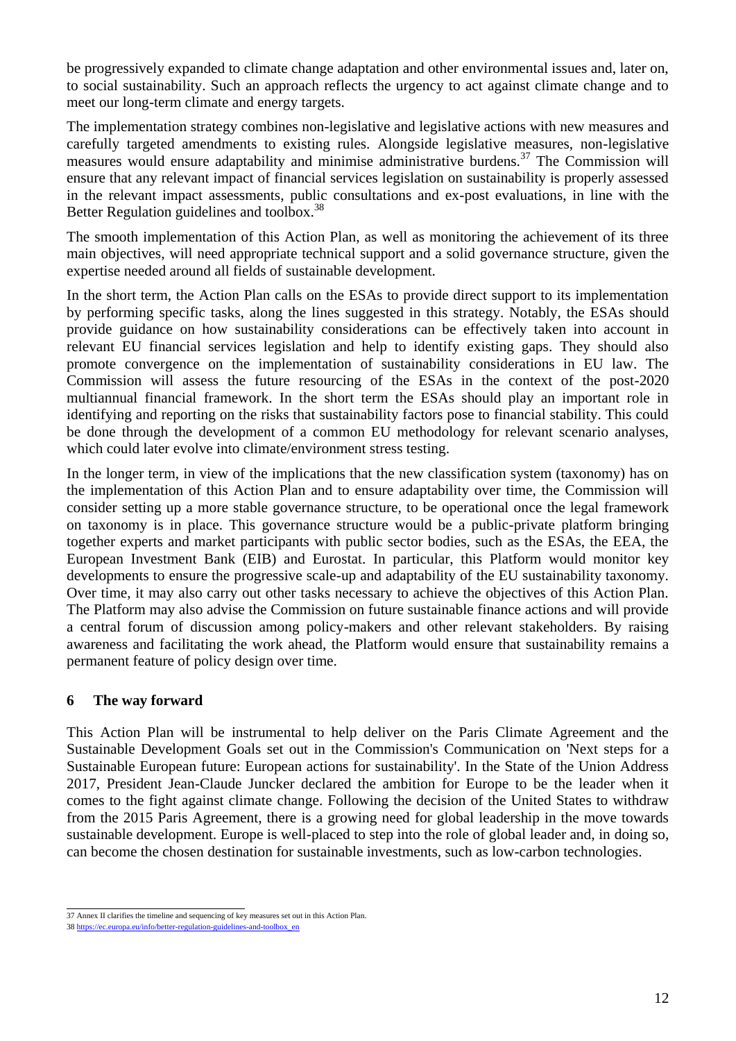be progressively expanded to climate change adaptation and other environmental issues and, later on, to social sustainability. Such an approach reflects the urgency to act against climate change and to meet our long-term climate and energy targets.

The implementation strategy combines non-legislative and legislative actions with new measures and carefully targeted amendments to existing rules. Alongside legislative measures, non-legislative measures would ensure adaptability and minimise administrative burdens.[37] The Commission will ensure that any relevant impact of financial services legislation on sustainability is properly assessed in the relevant impact assessments, public consultations and ex-post evaluations, in line with the Better Regulation guidelines and toolbox.[38]

The smooth implementation of this Action Plan, as well as monitoring the achievement of its three main objectives, will need appropriate technical support and a solid governance structure, given the expertise needed around all fields of sustainable development.

In the short term, the Action Plan calls on the ESAs to provide direct support to its implementation by performing specific tasks, along the lines suggested in this strategy. Notably, the ESAs should provide guidance on how sustainability considerations can be effectively taken into account in relevant EU financial services legislation and help to identify existing gaps. They should also promote convergence on the implementation of sustainability considerations in EU law. The Commission will assess the future resourcing of the ESAs in the context of the post-2020 multiannual financial framework. In the short term the ESAs should play an important role in identifying and reporting on the risks that sustainability factors pose to financial stability. This could be done through the development of a common EU methodology for relevant scenario analyses, which could later evolve into climate/environment stress testing.

In the longer term, in view of the implications that the new classification system (taxonomy) has on the implementation of this Action Plan and to ensure adaptability over time, the Commission will consider setting up a more stable governance structure, to be operational once the legal framework on taxonomy is in place. This governance structure would be a public-private platform bringing together experts and market participants with public sector bodies, such as the ESAs, the EEA, the European Investment Bank (EIB) and Eurostat. In particular, this Platform would monitor key developments to ensure the progressive scale-up and adaptability of the EU sustainability taxonomy. Over time, it may also carry out other tasks necessary to achieve the objectives of this Action Plan. The Platform may also advise the Commission on future sustainable finance actions and will provide a central forum of discussion among policy-makers and other relevant stakeholders. By raising awareness and facilitating the work ahead, the Platform would ensure that sustainability remains a permanent feature of policy design over time.

## 6 The way forward

This Action Plan will be instrumental to help deliver on the Paris Climate Agreement and the Sustainable Development Goals set out in the Commission's Communication on 'Next steps for a Sustainable European future: European actions for sustainability'. In the State of the Union Address 2017, President Jean-Claude Juncker declared the ambition for Europe to be the leader when it comes to the fight against climate change. Following the decision of the United States to withdraw from the 2015 Paris Agreement, there is a growing need for global leadership in the move towards sustainable development. Europe is well-placed to step into the role of global leader and, in doing so, can become the chosen destination for sustainable investments, such as low-carbon technologies.

---

37 Annex II clarifies the timeline and sequencing of key measures set out in this Action Plan.

38 https://ec.europa.eu/info/better-regulation-guidelines-and-toolbox_en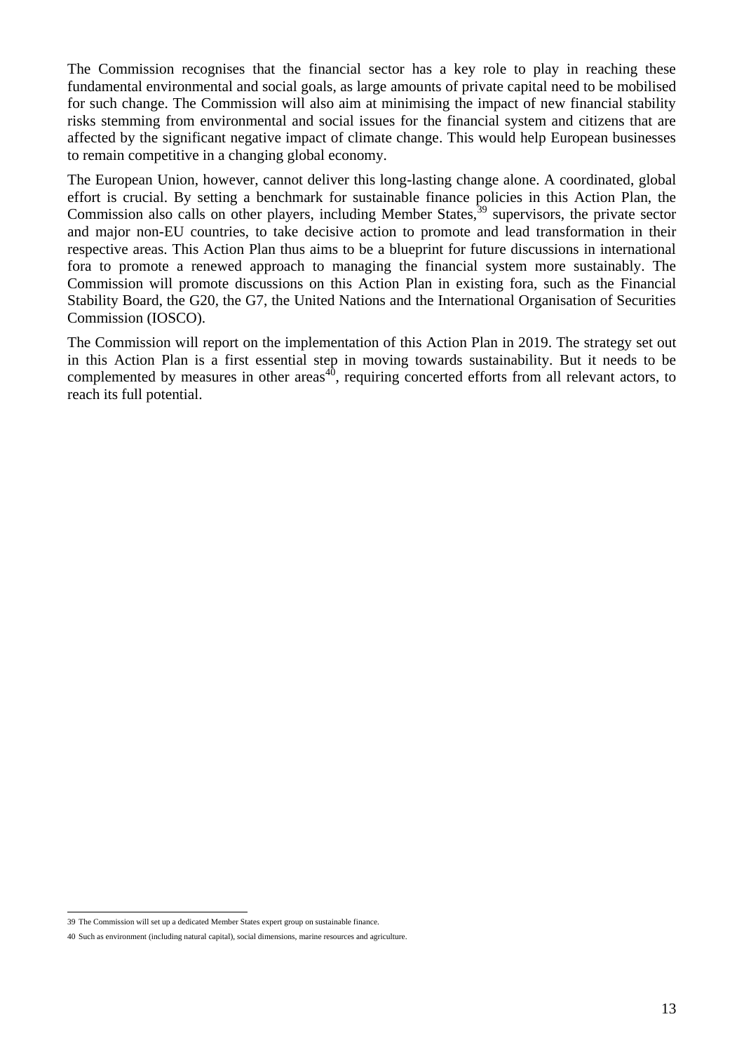The Commission recognises that the financial sector has a key role to play in reaching these fundamental environmental and social goals, as large amounts of private capital need to be mobilised for such change. The Commission will also aim at minimising the impact of new financial stability risks stemming from environmental and social issues for the financial system and citizens that are affected by the significant negative impact of climate change. This would help European businesses to remain competitive in a changing global economy.

The European Union, however, cannot deliver this long-lasting change alone. A coordinated, global effort is crucial. By setting a benchmark for sustainable finance policies in this Action Plan, the Commission also calls on other players, including Member States,[39] supervisors, the private sector and major non-EU countries, to take decisive action to promote and lead transformation in their respective areas. This Action Plan thus aims to be a blueprint for future discussions in international fora to promote a renewed approach to managing the financial system more sustainably. The Commission will promote discussions on this Action Plan in existing fora, such as the Financial Stability Board, the G20, the G7, the United Nations and the International Organisation of Securities Commission (IOSCO).

The Commission will report on the implementation of this Action Plan in 2019. The strategy set out in this Action Plan is a first essential step in moving towards sustainability. But it needs to be complemented by measures in other areas[40], requiring concerted efforts from all relevant actors, to reach its full potential.

---

39 The Commission will set up a dedicated Member States expert group on sustainable finance.

40 Such as environment (including natural capital), social dimensions, marine resources and agriculture.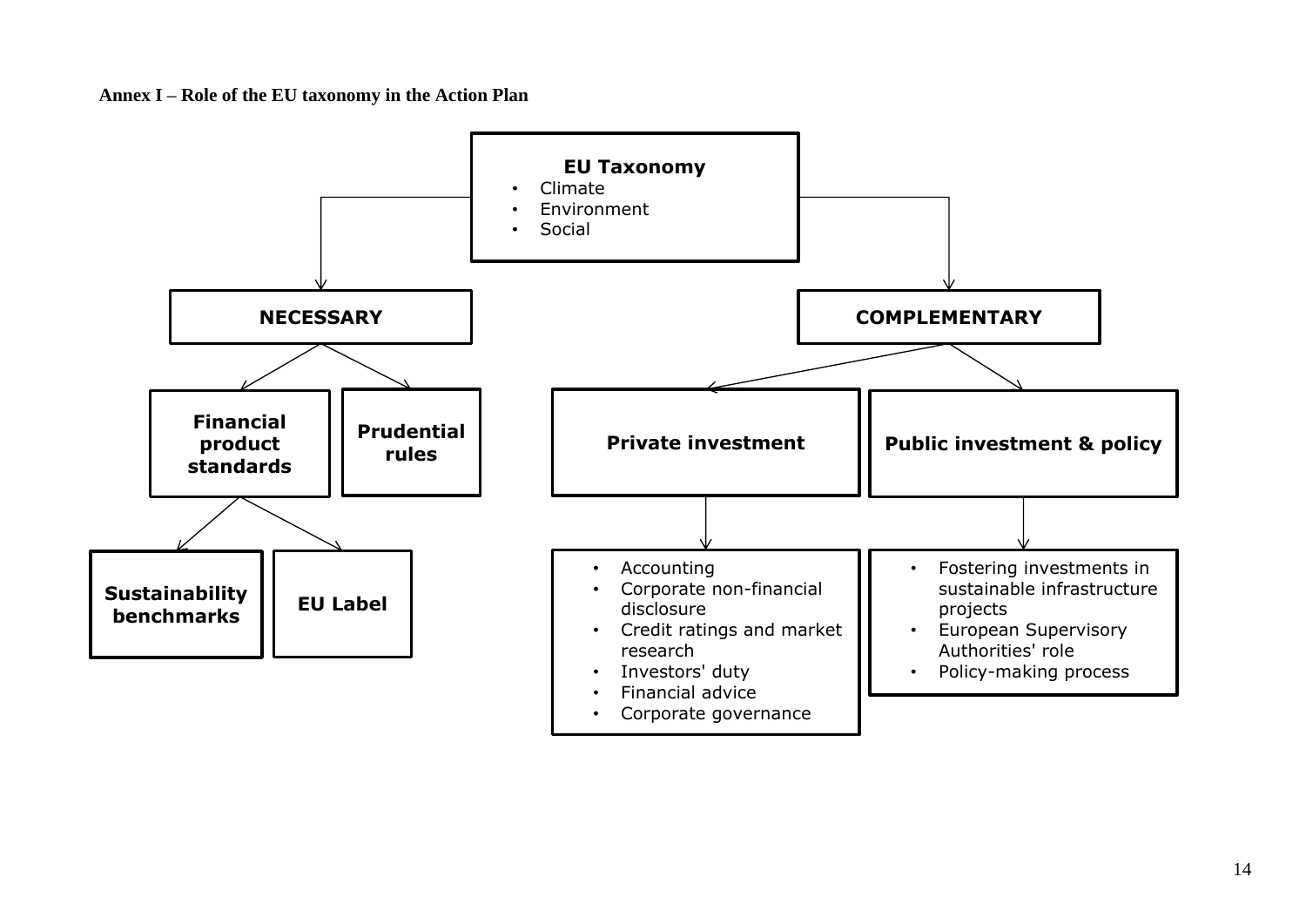**Annex I – Role of the EU taxonomy in the Action Plan**

**EU Taxonomy**

- Climate
- Environment
- Social

**NECESSARY**

- **Financial product standards**
  - **Sustainability benchmarks**
  - **EU Label**
- **Prudential rules**

**COMPLEMENTARY**

- **Private investment**
  - Accounting
  - Corporate non-financial disclosure
  - Credit ratings and market research
  - Investors' duty
  - Financial advice
  - Corporate governance
- **Public investment & policy**
  - Fostering investments in sustainable infrastructure projects
  - European Supervisory Authorities' role
  - Policy-making process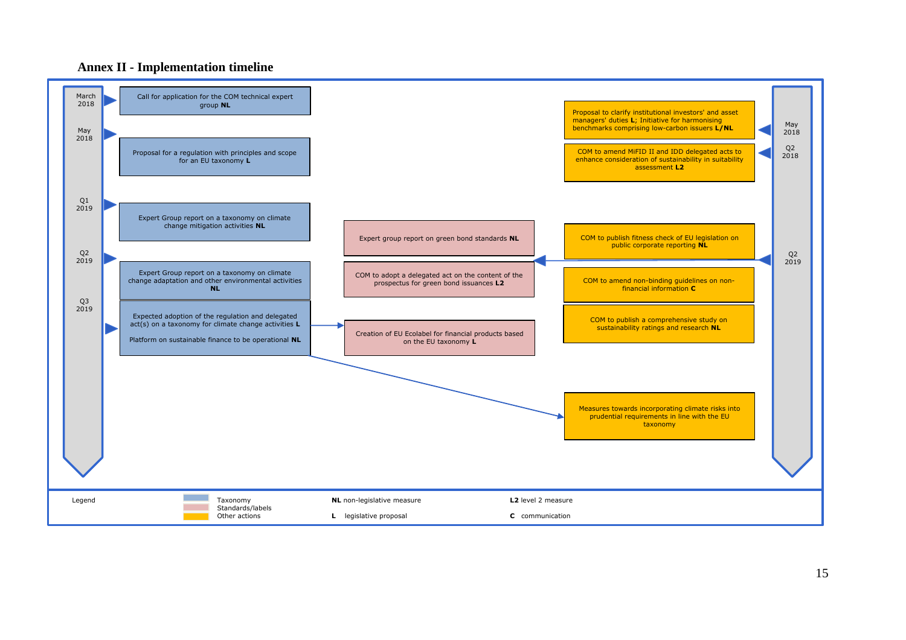# Annex II - Implementation timeline

**Left timeline (Taxonomy)**

- **March 2018** — Call for application for the COM technical expert group **NL**
- **May 2018** — Proposal for a regulation with principles and scope for an EU taxonomy **L**
- **Q1 2019** — Expert Group report on a taxonomy on climate change mitigation activities **NL**
- **Q2 2019** — Expert Group report on a taxonomy on climate change adaptation and other environmental activities **NL**
- **Q3 2019** — Expected adoption of the regulation and delegated act(s) on a taxonomy for climate change activities **L**

  Platform on sustainable finance to be operational **NL**

**Centre (Standards/labels)**

- Expert group report on green bond standards **NL**
- COM to adopt a delegated act on the content of the prospectus for green bond issuances **L2**
- Creation of EU Ecolabel for financial products based on the EU taxonomy **L**

**Right timeline (Other actions)**

- **May 2018** — Proposal to clarify institutional investors' and asset managers' duties **L**; Initiative for harmonising benchmarks comprising low-carbon issuers **L/NL**
- **Q2 2018** — COM to amend MiFID II and IDD delegated acts to enhance consideration of sustainability in suitability assessment **L2**
- **Q2 2019** — COM to publish fitness check of EU legislation on public corporate reporting **NL**
- COM to amend non-binding guidelines on non-financial information **C**
- COM to publish a comprehensive study on sustainability ratings and research **NL**
- Measures towards incorporating climate risks into prudential requirements in line with the EU taxonomy

**Legend**

| Colour | Category | Abbreviation | Meaning | Abbreviation | Meaning |
|---|---|---|---|---|---|
| Blue | Taxonomy | **NL** | non-legislative measure | **L2** | level 2 measure |
| Pink | Standards/labels | **L** | legislative proposal | **C** | communication |
| Yellow | Other actions | | | | |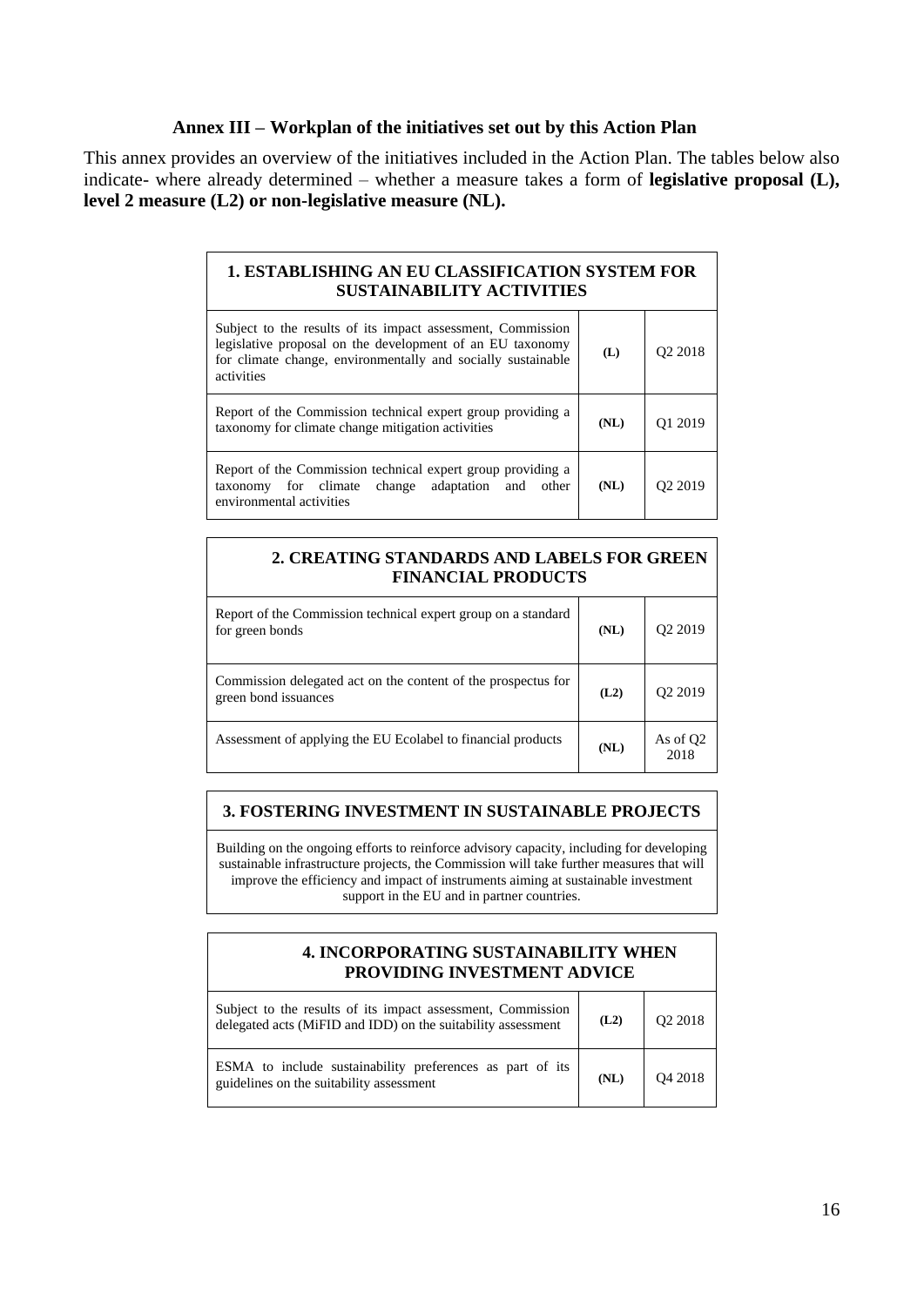### Annex III – Workplan of the initiatives set out by this Action Plan

This annex provides an overview of the initiatives included in the Action Plan. The tables below also indicate- where already determined – whether a measure takes a form of **legislative proposal (L), level 2 measure (L2) or non-legislative measure (NL).**

| **1. ESTABLISHING AN EU CLASSIFICATION SYSTEM FOR SUSTAINABILITY ACTIVITIES** | | |
|---|---|---|
| Subject to the results of its impact assessment, Commission legislative proposal on the development of an EU taxonomy for climate change, environmentally and socially sustainable activities | **(L)** | Q2 2018 |
| Report of the Commission technical expert group providing a taxonomy for climate change mitigation activities | **(NL)** | Q1 2019 |
| Report of the Commission technical expert group providing a taxonomy for climate change adaptation and other environmental activities | **(NL)** | Q2 2019 |

| **2. CREATING STANDARDS AND LABELS FOR GREEN FINANCIAL PRODUCTS** | | |
|---|---|---|
| Report of the Commission technical expert group on a standard for green bonds | **(NL)** | Q2 2019 |
| Commission delegated act on the content of the prospectus for green bond issuances | **(L2)** | Q2 2019 |
| Assessment of applying the EU Ecolabel to financial products | **(NL)** | As of Q2 2018 |

| **3. FOSTERING INVESTMENT IN SUSTAINABLE PROJECTS** |
|---|
| Building on the ongoing efforts to reinforce advisory capacity, including for developing sustainable infrastructure projects, the Commission will take further measures that will improve the efficiency and impact of instruments aiming at sustainable investment support in the EU and in partner countries. |

| **4. INCORPORATING SUSTAINABILITY WHEN PROVIDING INVESTMENT ADVICE** | | |
|---|---|---|
| Subject to the results of its impact assessment, Commission delegated acts (MiFID and IDD) on the suitability assessment | **(L2)** | Q2 2018 |
| ESMA to include sustainability preferences as part of its guidelines on the suitability assessment | **(NL)** | Q4 2018 |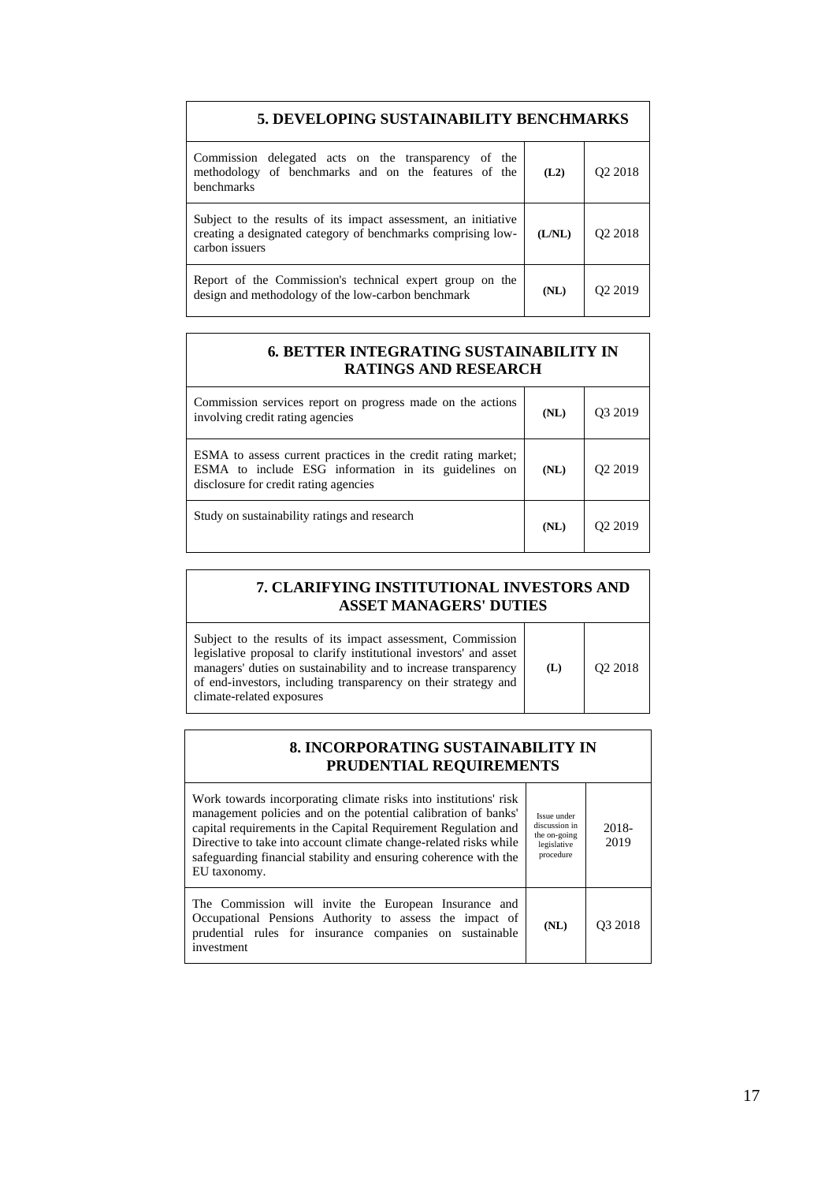| 5. DEVELOPING SUSTAINABILITY BENCHMARKS | | |
|---|---|---|
| Commission delegated acts on the transparency of the methodology of benchmarks and on the features of the benchmarks | **(L2)** | Q2 2018 |
| Subject to the results of its impact assessment, an initiative creating a designated category of benchmarks comprising low-carbon issuers | **(L/NL)** | Q2 2018 |
| Report of the Commission's technical expert group on the design and methodology of the low-carbon benchmark | **(NL)** | Q2 2019 |

| 6. BETTER INTEGRATING SUSTAINABILITY IN RATINGS AND RESEARCH | | |
|---|---|---|
| Commission services report on progress made on the actions involving credit rating agencies | **(NL)** | Q3 2019 |
| ESMA to assess current practices in the credit rating market; ESMA to include ESG information in its guidelines on disclosure for credit rating agencies | **(NL)** | Q2 2019 |
| Study on sustainability ratings and research | **(NL)** | Q2 2019 |

| 7. CLARIFYING INSTITUTIONAL INVESTORS AND ASSET MANAGERS' DUTIES | | |
|---|---|---|
| Subject to the results of its impact assessment, Commission legislative proposal to clarify institutional investors' and asset managers' duties on sustainability and to increase transparency of end-investors, including transparency on their strategy and climate-related exposures | **(L)** | Q2 2018 |

| 8. INCORPORATING SUSTAINABILITY IN PRUDENTIAL REQUIREMENTS | | |
|---|---|---|
| Work towards incorporating climate risks into institutions' risk management policies and on the potential calibration of banks' capital requirements in the Capital Requirement Regulation and Directive to take into account climate change-related risks while safeguarding financial stability and ensuring coherence with the EU taxonomy. | Issue under discussion in the on-going legislative procedure | 2018-2019 |
| The Commission will invite the European Insurance and Occupational Pensions Authority to assess the impact of prudential rules for insurance companies on sustainable investment | **(NL)** | Q3 2018 |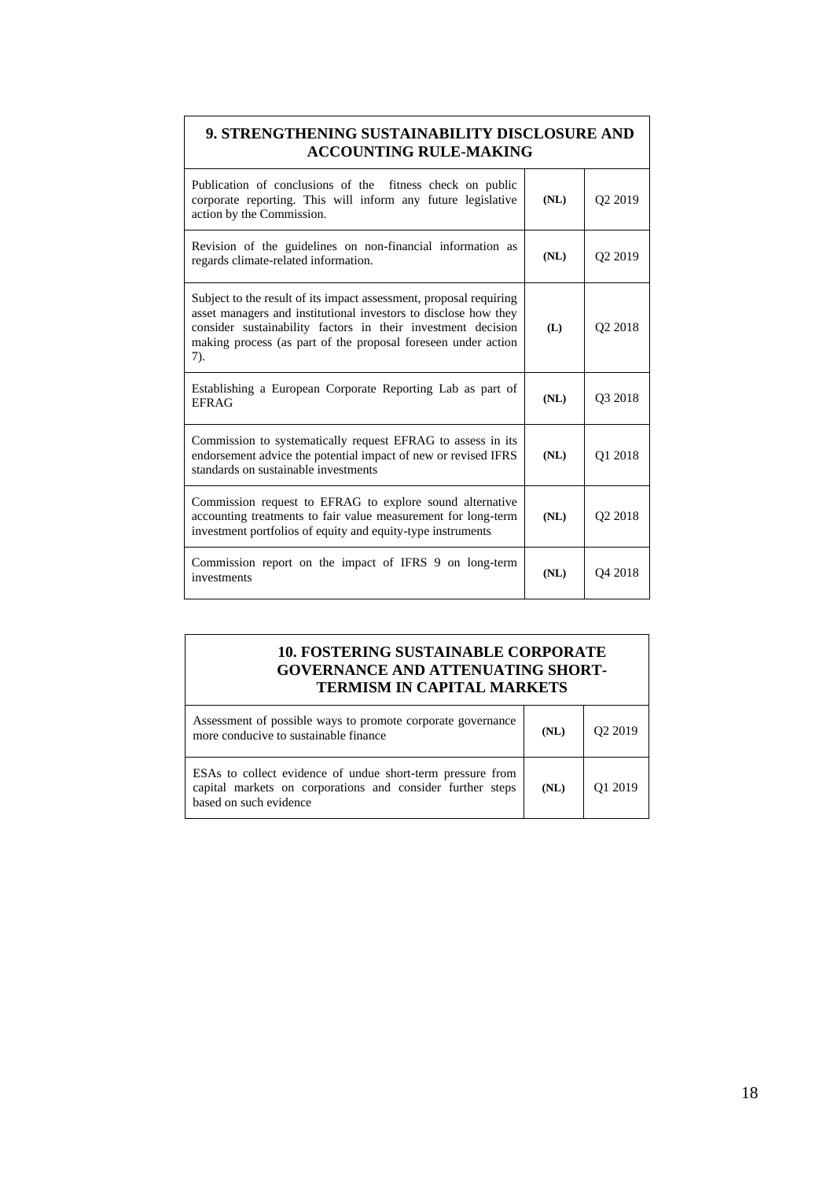| 9. STRENGTHENING SUSTAINABILITY DISCLOSURE AND ACCOUNTING RULE-MAKING | | |
|---|---|---|
| Publication of conclusions of the fitness check on public corporate reporting. This will inform any future legislative action by the Commission. | (NL) | Q2 2019 |
| Revision of the guidelines on non-financial information as regards climate-related information. | (NL) | Q2 2019 |
| Subject to the result of its impact assessment, proposal requiring asset managers and institutional investors to disclose how they consider sustainability factors in their investment decision making process (as part of the proposal foreseen under action 7). | (L) | Q2 2018 |
| Establishing a European Corporate Reporting Lab as part of EFRAG | (NL) | Q3 2018 |
| Commission to systematically request EFRAG to assess in its endorsement advice the potential impact of new or revised IFRS standards on sustainable investments | (NL) | Q1 2018 |
| Commission request to EFRAG to explore sound alternative accounting treatments to fair value measurement for long-term investment portfolios of equity and equity-type instruments | (NL) | Q2 2018 |
| Commission report on the impact of IFRS 9 on long-term investments | (NL) | Q4 2018 |

| 10. FOSTERING SUSTAINABLE CORPORATE GOVERNANCE AND ATTENUATING SHORT-TERMISM IN CAPITAL MARKETS | | |
|---|---|---|
| Assessment of possible ways to promote corporate governance more conducive to sustainable finance | (NL) | Q2 2019 |
| ESAs to collect evidence of undue short-term pressure from capital markets on corporations and consider further steps based on such evidence | (NL) | Q1 2019 |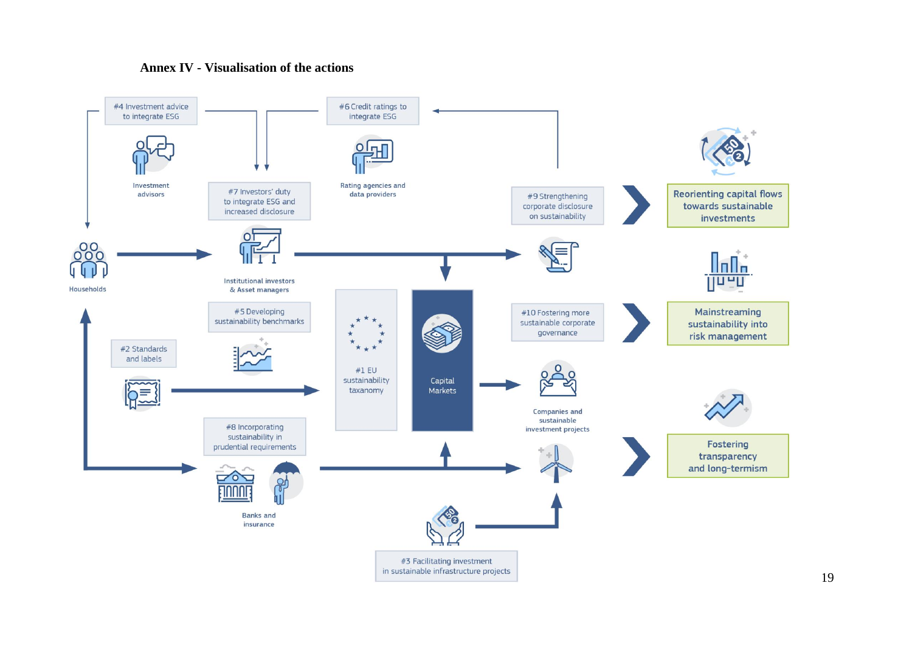**Annex IV - Visualisation of the actions**

#4 Investment advice to integrate ESG

Investment advisors

#6 Credit ratings to integrate ESG

Rating agencies and data providers

#7 Investors' duty to integrate ESG and increased disclosure

#9 Strengthening corporate disclosure on sustainability

Reorienting capital flows towards sustainable investments

Households

Institutional investors & Asset managers

#5 Developing sustainability benchmarks

#1 EU sustainability taxonomy

Capital Markets

#10 Fostering more sustainable corporate governance

Mainstreaming sustainability into risk management

#2 Standards and labels

Companies and sustainable investment projects

#8 Incorporating sustainability in prudential requirements

Fostering transparency and long-termism

Banks and insurance

#3 Facilitating investment in sustainable infrastructure projects